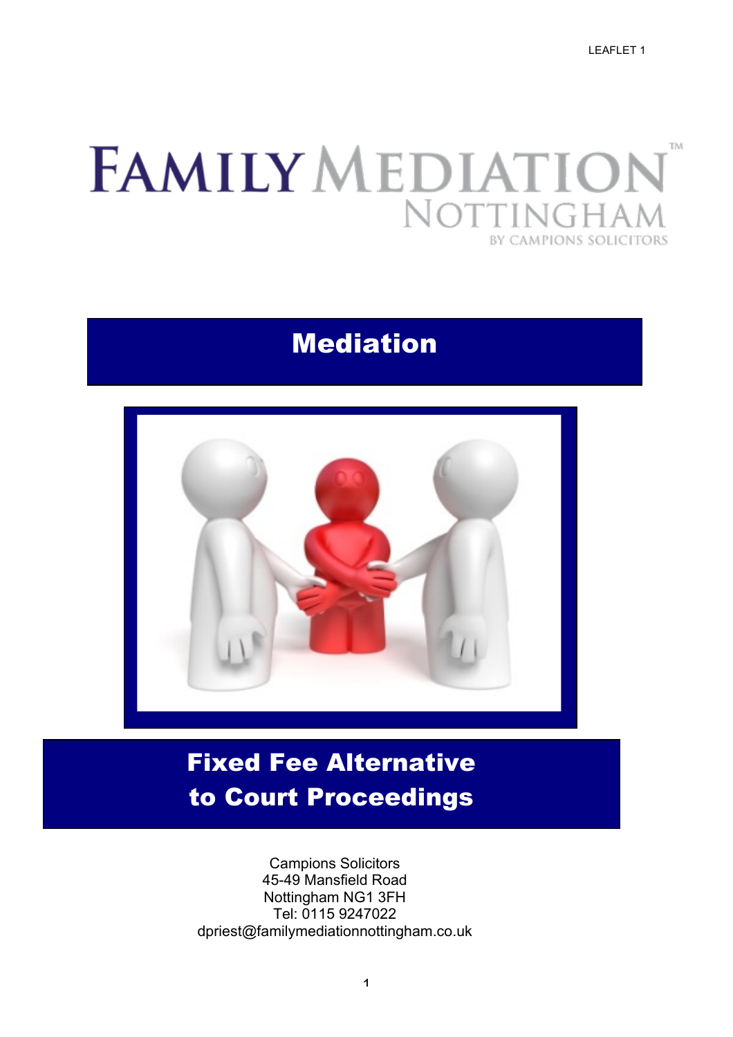LEAFLET 1

# FAMILY MEDIATION™ NOTTINGHAM

BY CAMPIONS SOLICITORS

## Mediation

## Fixed Fee Alternative to Court Proceedings

Campions Solicitors
45-49 Mansfield Road
Nottingham NG1 3FH
Tel: 0115 9247022
dpriest@familymediationnottingham.co.uk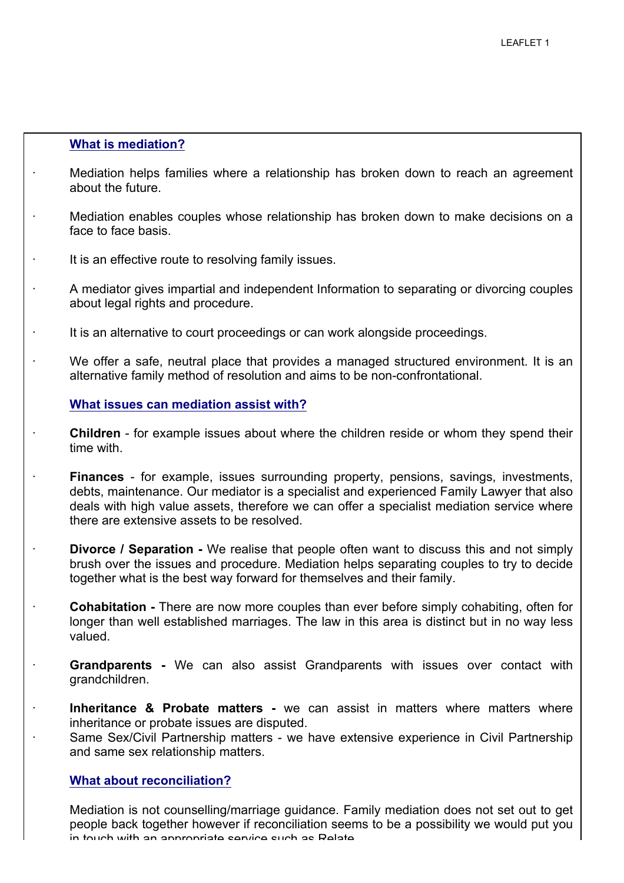## What is mediation?

- Mediation helps families where a relationship has broken down to reach an agreement about the future.
- Mediation enables couples whose relationship has broken down to make decisions on a face to face basis.
- It is an effective route to resolving family issues.
- A mediator gives impartial and independent Information to separating or divorcing couples about legal rights and procedure.
- It is an alternative to court proceedings or can work alongside proceedings.
- We offer a safe, neutral place that provides a managed structured environment. It is an alternative family method of resolution and aims to be non-confrontational.

## What issues can mediation assist with?

- **Children** - for example issues about where the children reside or whom they spend their time with.
- **Finances** - for example, issues surrounding property, pensions, savings, investments, debts, maintenance. Our mediator is a specialist and experienced Family Lawyer that also deals with high value assets, therefore we can offer a specialist mediation service where there are extensive assets to be resolved.
- **Divorce / Separation -** We realise that people often want to discuss this and not simply brush over the issues and procedure. Mediation helps separating couples to try to decide together what is the best way forward for themselves and their family.
- **Cohabitation -** There are now more couples than ever before simply cohabiting, often for longer than well established marriages. The law in this area is distinct but in no way less valued.
- **Grandparents -** We can also assist Grandparents with issues over contact with grandchildren.
- **Inheritance & Probate matters -** we can assist in matters where matters where inheritance or probate issues are disputed.
- Same Sex/Civil Partnership matters - we have extensive experience in Civil Partnership and same sex relationship matters.

## What about reconciliation?

Mediation is not counselling/marriage guidance. Family mediation does not set out to get people back together however if reconciliation seems to be a possibility we would put you in touch with an appropriate service such as Relate.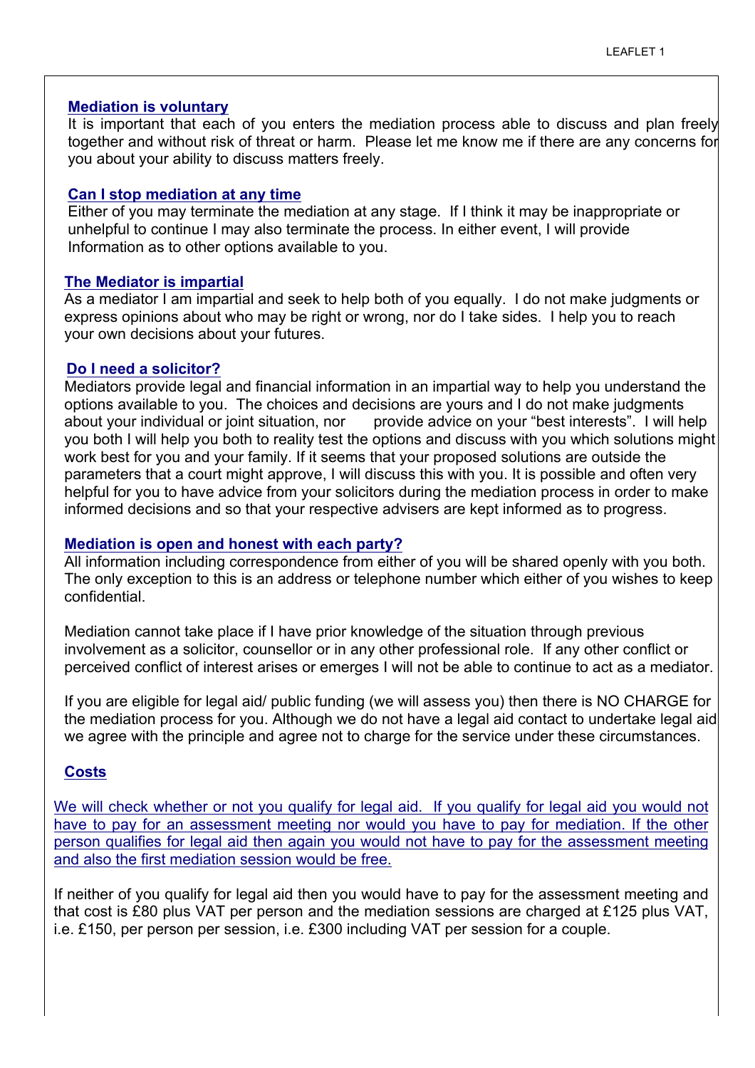### Mediation is voluntary

It is important that each of you enters the mediation process able to discuss and plan freely together and without risk of threat or harm. Please let me know me if there are any concerns for you about your ability to discuss matters freely.

### Can I stop mediation at any time

Either of you may terminate the mediation at any stage. If I think it may be inappropriate or unhelpful to continue I may also terminate the process. In either event, I will provide Information as to other options available to you.

### The Mediator is impartial

As a mediator I am impartial and seek to help both of you equally. I do not make judgments or express opinions about who may be right or wrong, nor do I take sides. I help you to reach your own decisions about your futures.

### Do I need a solicitor?

Mediators provide legal and financial information in an impartial way to help you understand the options available to you. The choices and decisions are yours and I do not make judgments about your individual or joint situation, nor provide advice on your "best interests". I will help you both I will help you both to reality test the options and discuss with you which solutions might work best for you and your family. If it seems that your proposed solutions are outside the parameters that a court might approve, I will discuss this with you. It is possible and often very helpful for you to have advice from your solicitors during the mediation process in order to make informed decisions and so that your respective advisers are kept informed as to progress.

### Mediation is open and honest with each party?

All information including correspondence from either of you will be shared openly with you both. The only exception to this is an address or telephone number which either of you wishes to keep confidential.

Mediation cannot take place if I have prior knowledge of the situation through previous involvement as a solicitor, counsellor or in any other professional role. If any other conflict or perceived conflict of interest arises or emerges I will not be able to continue to act as a mediator.

If you are eligible for legal aid/ public funding (we will assess you) then there is NO CHARGE for the mediation process for you. Although we do not have a legal aid contact to undertake legal aid we agree with the principle and agree not to charge for the service under these circumstances.

### Costs

We will check whether or not you qualify for legal aid. If you qualify for legal aid you would not have to pay for an assessment meeting nor would you have to pay for mediation. If the other person qualifies for legal aid then again you would not have to pay for the assessment meeting and also the first mediation session would be free.

If neither of you qualify for legal aid then you would have to pay for the assessment meeting and that cost is £80 plus VAT per person and the mediation sessions are charged at £125 plus VAT, i.e. £150, per person per session, i.e. £300 including VAT per session for a couple.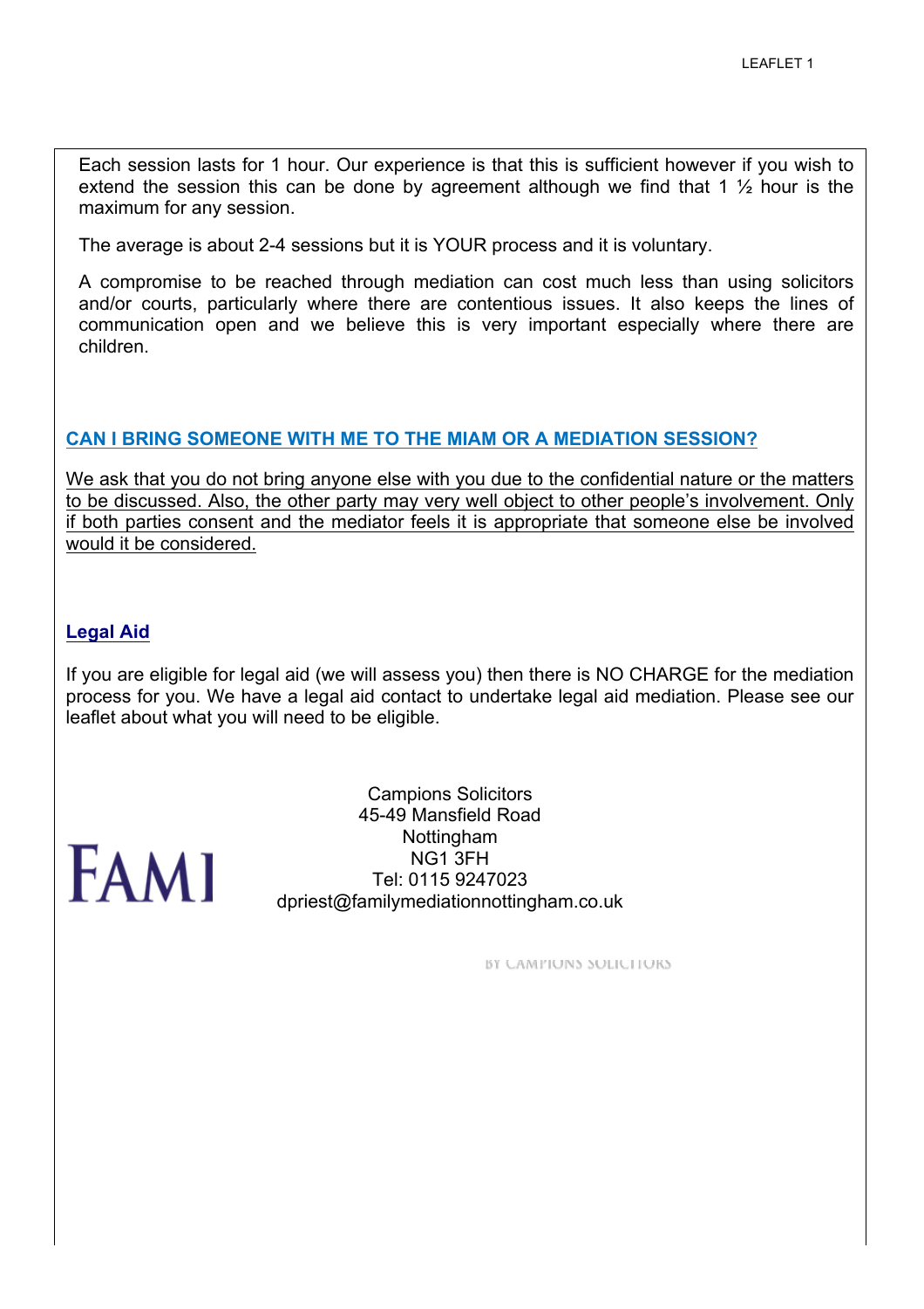Each session lasts for 1 hour. Our experience is that this is sufficient however if you wish to extend the session this can be done by agreement although we find that 1 ½ hour is the maximum for any session.

The average is about 2-4 sessions but it is YOUR process and it is voluntary.

A compromise to be reached through mediation can cost much less than using solicitors and/or courts, particularly where there are contentious issues. It also keeps the lines of communication open and we believe this is very important especially where there are children.

## CAN I BRING SOMEONE WITH ME TO THE MIAM OR A MEDIATION SESSION?

We ask that you do not bring anyone else with you due to the confidential nature or the matters to be discussed. Also, the other party may very well object to other people's involvement. Only if both parties consent and the mediator feels it is appropriate that someone else be involved would it be considered.

## Legal Aid

If you are eligible for legal aid (we will assess you) then there is NO CHARGE for the mediation process for you. We have a legal aid contact to undertake legal aid mediation. Please see our leaflet about what you will need to be eligible.

FAMI

Campions Solicitors
45-49 Mansfield Road
Nottingham
NG1 3FH
Tel: 0115 9247023
dpriest@familymediationnottingham.co.uk

BY CAMPIONS SOLICITORS